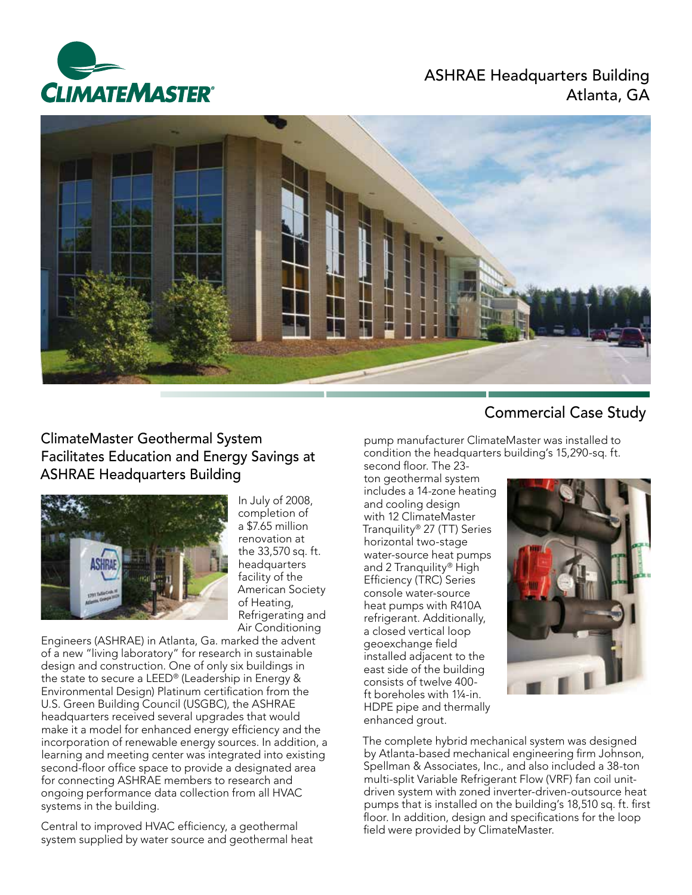# ASHRAE Headquarters Building
Atlanta, GA

## Commercial Case Study

## ClimateMaster Geothermal System Facilitates Education and Energy Savings at ASHRAE Headquarters Building

In July of 2008, completion of a $7.65 million renovation at the 33,570 sq. ft. headquarters facility of the American Society of Heating, Refrigerating and Air Conditioning Engineers (ASHRAE) in Atlanta, Ga. marked the advent of a new "living laboratory" for research in sustainable design and construction. One of only six buildings in the state to secure a LEED® (Leadership in Energy & Environmental Design) Platinum certification from the U.S. Green Building Council (USGBC), the ASHRAE headquarters received several upgrades that would make it a model for enhanced energy efficiency and the incorporation of renewable energy sources. In addition, a learning and meeting center was integrated into existing second-floor office space to provide a designated area for connecting ASHRAE members to research and ongoing performance data collection from all HVAC systems in the building.

Central to improved HVAC efficiency, a geothermal system supplied by water source and geothermal heat pump manufacturer ClimateMaster was installed to condition the headquarters building's 15,290-sq. ft. second floor. The 23-ton geothermal system includes a 14-zone heating and cooling design with 12 ClimateMaster Tranquility® 27 (TT) Series horizontal two-stage water-source heat pumps and 2 Tranquility® High Efficiency (TRC) Series console water-source heat pumps with R410A refrigerant. Additionally, a closed vertical loop geoexchange field installed adjacent to the east side of the building consists of twelve 400-ft boreholes with 1¼-in. HDPE pipe and thermally enhanced grout.

The complete hybrid mechanical system was designed by Atlanta-based mechanical engineering firm Johnson, Spellman & Associates, Inc., and also included a 38-ton multi-split Variable Refrigerant Flow (VRF) fan coil unit-driven system with zoned inverter-driven-outsource heat pumps that is installed on the building's 18,510 sq. ft. first floor. In addition, design and specifications for the loop field were provided by ClimateMaster.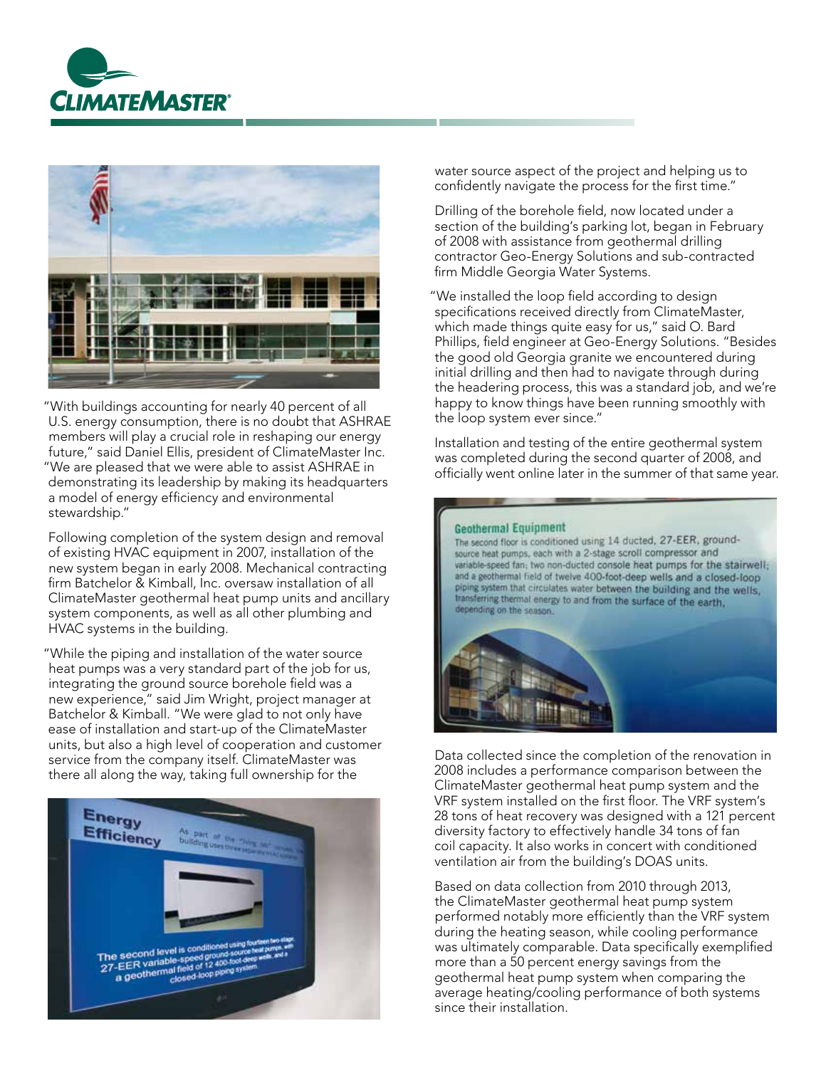"With buildings accounting for nearly 40 percent of all U.S. energy consumption, there is no doubt that ASHRAE members will play a crucial role in reshaping our energy future," said Daniel Ellis, president of ClimateMaster Inc. "We are pleased that we were able to assist ASHRAE in demonstrating its leadership by making its headquarters a model of energy efficiency and environmental stewardship."

Following completion of the system design and removal of existing HVAC equipment in 2007, installation of the new system began in early 2008. Mechanical contracting firm Batchelor & Kimball, Inc. oversaw installation of all ClimateMaster geothermal heat pump units and ancillary system components, as well as all other plumbing and HVAC systems in the building.

"While the piping and installation of the water source heat pumps was a very standard part of the job for us, integrating the ground source borehole field was a new experience," said Jim Wright, project manager at Batchelor & Kimball. "We were glad to not only have ease of installation and start-up of the ClimateMaster units, but also a high level of cooperation and customer service from the company itself. ClimateMaster was there all along the way, taking full ownership for the water source aspect of the project and helping us to confidently navigate the process for the first time."

Drilling of the borehole field, now located under a section of the building's parking lot, began in February of 2008 with assistance from geothermal drilling contractor Geo-Energy Solutions and sub-contracted firm Middle Georgia Water Systems.

"We installed the loop field according to design specifications received directly from ClimateMaster, which made things quite easy for us," said O. Bard Phillips, field engineer at Geo-Energy Solutions. "Besides the good old Georgia granite we encountered during initial drilling and then had to navigate through during the headering process, this was a standard job, and we're happy to know things have been running smoothly with the loop system ever since."

Installation and testing of the entire geothermal system was completed during the second quarter of 2008, and officially went online later in the summer of that same year.

Data collected since the completion of the renovation in 2008 includes a performance comparison between the ClimateMaster geothermal heat pump system and the VRF system installed on the first floor. The VRF system's 28 tons of heat recovery was designed with a 121 percent diversity factory to effectively handle 34 tons of fan coil capacity. It also works in concert with conditioned ventilation air from the building's DOAS units.

Based on data collection from 2010 through 2013, the ClimateMaster geothermal heat pump system performed notably more efficiently than the VRF system during the heating season, while cooling performance was ultimately comparable. Data specifically exemplified more than a 50 percent energy savings from the geothermal heat pump system when comparing the average heating/cooling performance of both systems since their installation.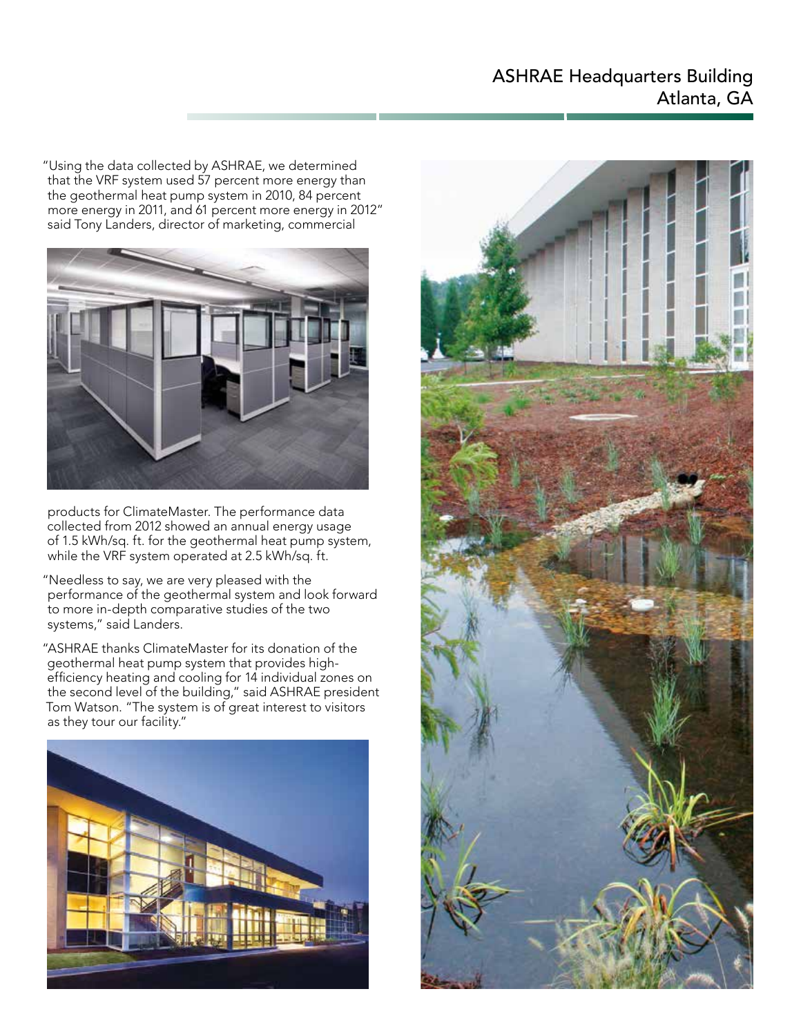"Using the data collected by ASHRAE, we determined that the VRF system used 57 percent more energy than the geothermal heat pump system in 2010, 84 percent more energy in 2011, and 61 percent more energy in 2012" said Tony Landers, director of marketing, commercial products for ClimateMaster. The performance data collected from 2012 showed an annual energy usage of 1.5 kWh/sq. ft. for the geothermal heat pump system, while the VRF system operated at 2.5 kWh/sq. ft.

"Needless to say, we are very pleased with the performance of the geothermal system and look forward to more in-depth comparative studies of the two systems," said Landers.

"ASHRAE thanks ClimateMaster for its donation of the geothermal heat pump system that provides high-efficiency heating and cooling for 14 individual zones on the second level of the building," said ASHRAE president Tom Watson. "The system is of great interest to visitors as they tour our facility."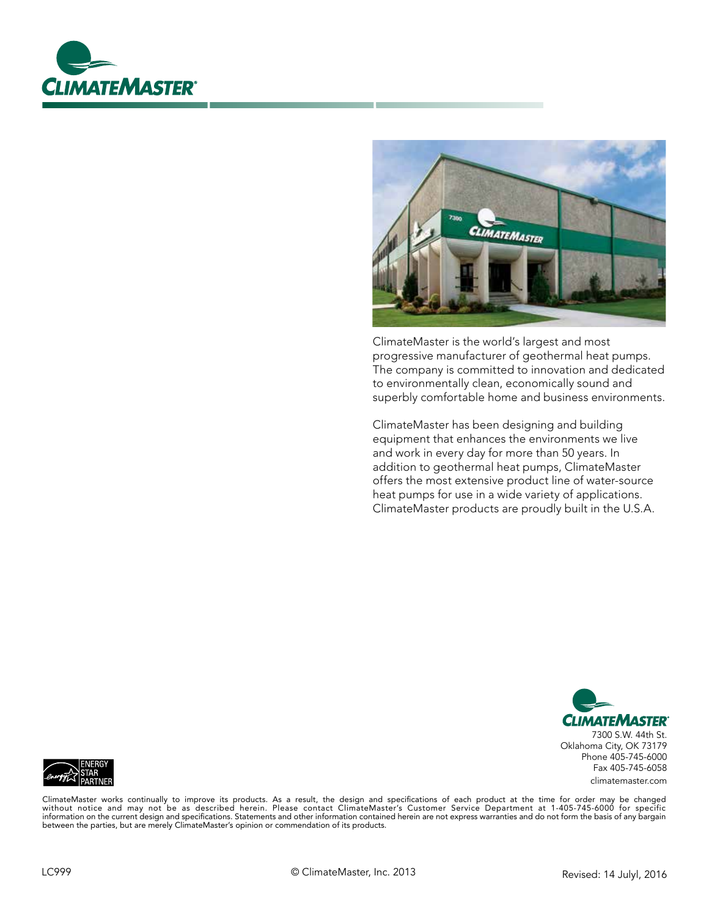CLIMATEMASTER

ClimateMaster is the world's largest and most progressive manufacturer of geothermal heat pumps. The company is committed to innovation and dedicated to environmentally clean, economically sound and superbly comfortable home and business environments.

ClimateMaster has been designing and building equipment that enhances the environments we live and work in every day for more than 50 years. In addition to geothermal heat pumps, ClimateMaster offers the most extensive product line of water-source heat pumps for use in a wide variety of applications. ClimateMaster products are proudly built in the U.S.A.

CLIMATEMASTER
7300 S.W. 44th St.
Oklahoma City, OK 73179
Phone 405-745-6000
Fax 405-745-6058
climatemaster.com

ENERGY STAR PARTNER

ClimateMaster works continually to improve its products. As a result, the design and specifications of each product at the time for order may be changed without notice and may not be as described herein. Please contact ClimateMaster's Customer Service Department at 1-405-745-6000 for specific information on the current design and specifications. Statements and other information contained herein are not express warranties and do not form the basis of any bargain between the parties, but are merely ClimateMaster's opinion or commendation of its products.

LC999 © ClimateMaster, Inc. 2013 Revised: 14 Julyl, 2016